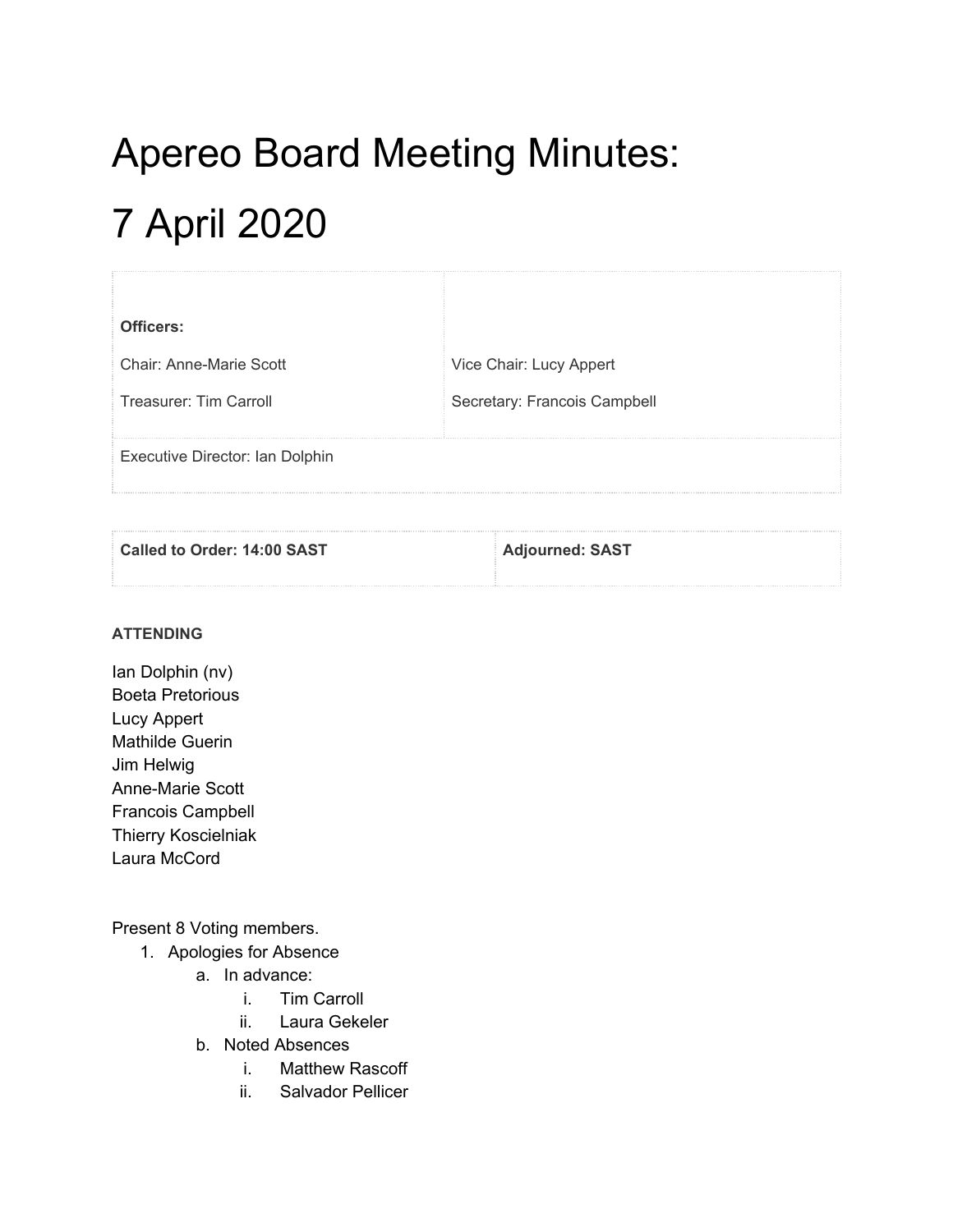# Apereo Board Meeting Minutes:

# 7 April 2020

| **Officers:** | |
|---|---|
| Chair: Anne-Marie Scott | Vice Chair: Lucy Appert |
| Treasurer: Tim Carroll | Secretary: Francois Campbell |
| Executive Director: Ian Dolphin | |

| **Called to Order: 14:00 SAST** | **Adjourned: SAST** |
|---|---|

**ATTENDING**

Ian Dolphin (nv)
Boeta Pretorious
Lucy Appert
Mathilde Guerin
Jim Helwig
Anne-Marie Scott
Francois Campbell
Thierry Koscielniak
Laura McCord

Present 8 Voting members.

1. Apologies for Absence
    a. In advance:
        i. Tim Carroll
        ii. Laura Gekeler
    b. Noted Absences
        i. Matthew Rascoff
        ii. Salvador Pellicer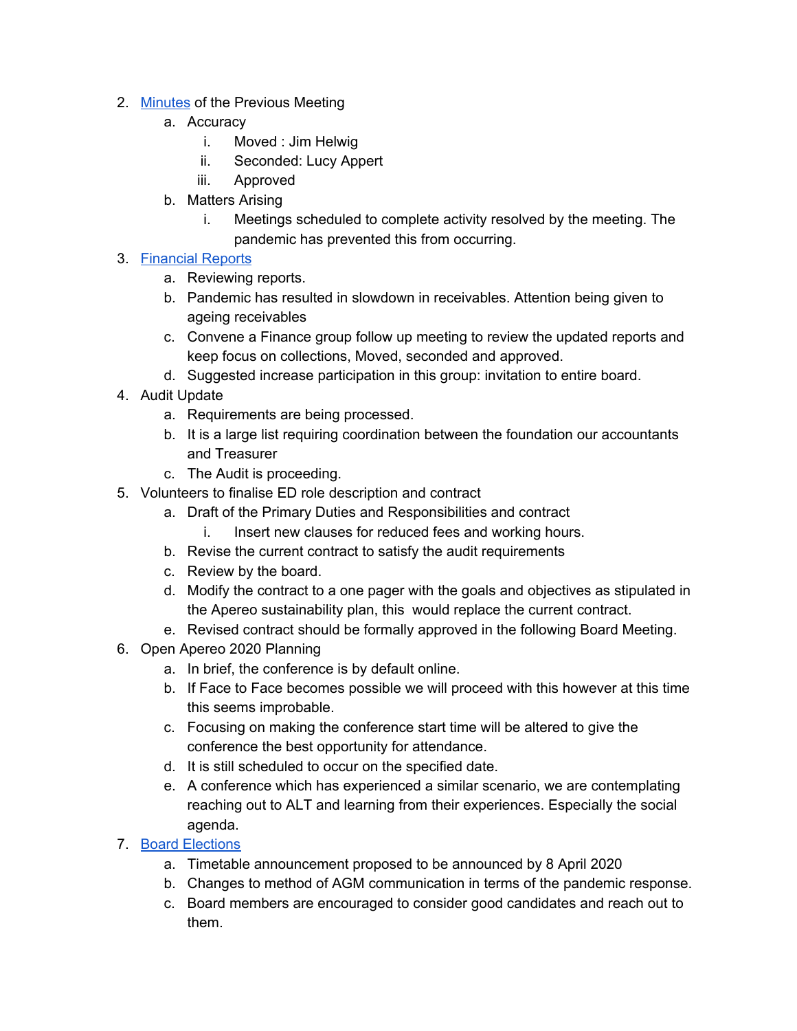2. [Minutes](#) of the Previous Meeting
    a. Accuracy
        i. Moved : Jim Helwig
        ii. Seconded: Lucy Appert
        iii. Approved
    b. Matters Arising
        i. Meetings scheduled to complete activity resolved by the meeting. The pandemic has prevented this from occurring.
3. [Financial Reports](#)
    a. Reviewing reports.
    b. Pandemic has resulted in slowdown in receivables. Attention being given to ageing receivables
    c. Convene a Finance group follow up meeting to review the updated reports and keep focus on collections, Moved, seconded and approved.
    d. Suggested increase participation in this group: invitation to entire board.
4. Audit Update
    a. Requirements are being processed.
    b. It is a large list requiring coordination between the foundation our accountants and Treasurer
    c. The Audit is proceeding.
5. Volunteers to finalise ED role description and contract
    a. Draft of the Primary Duties and Responsibilities and contract
        i. Insert new clauses for reduced fees and working hours.
    b. Revise the current contract to satisfy the audit requirements
    c. Review by the board.
    d. Modify the contract to a one pager with the goals and objectives as stipulated in the Apereo sustainability plan, this would replace the current contract.
    e. Revised contract should be formally approved in the following Board Meeting.
6. Open Apereo 2020 Planning
    a. In brief, the conference is by default online.
    b. If Face to Face becomes possible we will proceed with this however at this time this seems improbable.
    c. Focusing on making the conference start time will be altered to give the conference the best opportunity for attendance.
    d. It is still scheduled to occur on the specified date.
    e. A conference which has experienced a similar scenario, we are contemplating reaching out to ALT and learning from their experiences. Especially the social agenda.
7. [Board Elections](#)
    a. Timetable announcement proposed to be announced by 8 April 2020
    b. Changes to method of AGM communication in terms of the pandemic response.
    c. Board members are encouraged to consider good candidates and reach out to them.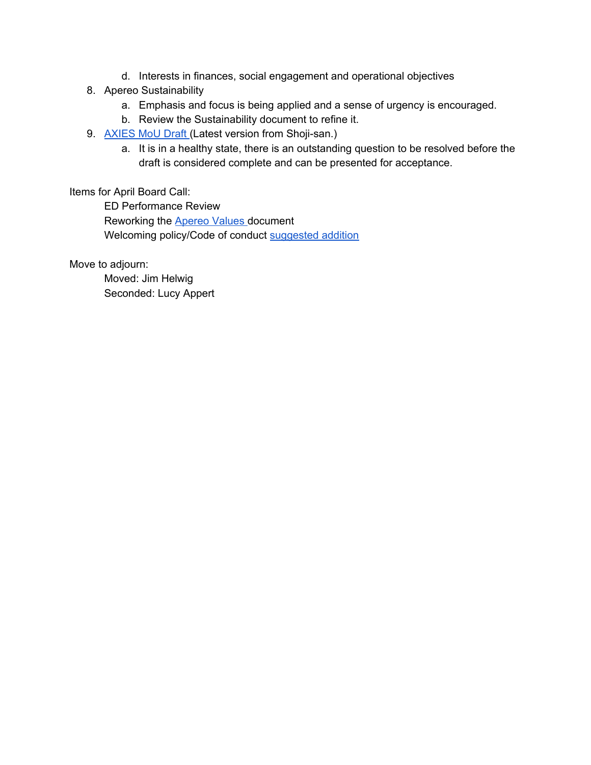d. Interests in finances, social engagement and operational objectives

8. Apereo Sustainability
   a. Emphasis and focus is being applied and a sense of urgency is encouraged.
   b. Review the Sustainability document to refine it.
9. AXIES MoU Draft (Latest version from Shoji-san.)
   a. It is in a healthy state, there is an outstanding question to be resolved before the draft is considered complete and can be presented for acceptance.

Items for April Board Call:

ED Performance Review
Reworking the Apereo Values document
Welcoming policy/Code of conduct suggested addition

Move to adjourn:

Moved: Jim Helwig
Seconded: Lucy Appert